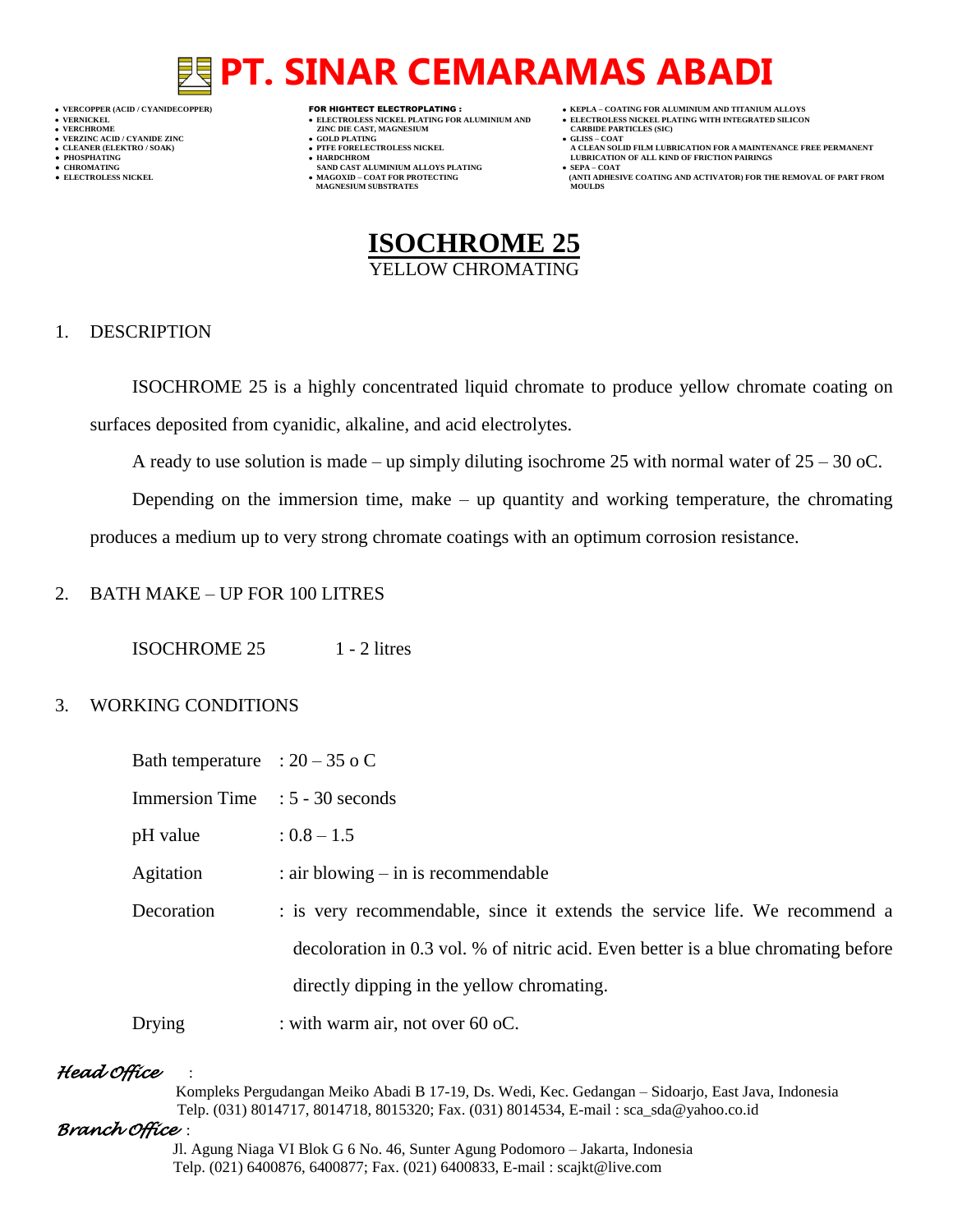# PT. SINAR CEMARAMAS ABADI

- VERCOPPER (ACID / CYANIDECOPPER)
- VERNICKEL
- VERCHROME
- VERZINC ACID / CYANIDE ZINC
- CLEANER (ELEKTRO / SOAK)
- PHOSPHATING
- CHROMATING
- ELECTROLESS NICKEL

FOR HIGHTECT ELECTROPLATING :

- ELECTROLESS NICKEL PLATING FOR ALUMINIUM AND ZINC DIE CAST, MAGNESIUM
- GOLD PLATING
- PTFE FORELECTROLESS NICKEL
- HARDCHROM SAND CAST ALUMINIUM ALLOYS PLATING
- MAGOXID – COAT FOR PROTECTING MAGNESIUM SUBSTRATES

- KEPLA – COATING FOR ALUMINIUM AND TITANIUM ALLOYS
- ELECTROLESS NICKEL PLATING WITH INTEGRATED SILICON CARBIDE PARTICLES (SIC)
- GLISS – COAT A CLEAN SOLID FILM LUBRICATION FOR A MAINTENANCE FREE PERMANENT LUBRICATION OF ALL KIND OF FRICTION PAIRINGS
- SEPA – COAT (ANTI ADHESIVE COATING AND ACTIVATOR) FOR THE REMOVAL OF PART FROM MOULDS

## ISOCHROME 25

YELLOW CHROMATING

### 1. DESCRIPTION

ISOCHROME 25 is a highly concentrated liquid chromate to produce yellow chromate coating on surfaces deposited from cyanidic, alkaline, and acid electrolytes.

A ready to use solution is made – up simply diluting isochrome 25 with normal water of 25 – 30 oC.

Depending on the immersion time, make – up quantity and working temperature, the chromating produces a medium up to very strong chromate coatings with an optimum corrosion resistance.

### 2. BATH MAKE – UP FOR 100 LITRES

ISOCHROME 25 1 - 2 litres

### 3. WORKING CONDITIONS

Bath temperature : 20 – 35 o C

Immersion Time : 5 - 30 seconds

pH value : 0.8 – 1.5

Agitation : air blowing – in is recommendable

Decoration : is very recommendable, since it extends the service life. We recommend a decoloration in 0.3 vol. % of nitric acid. Even better is a blue chromating before directly dipping in the yellow chromating.

Drying : with warm air, not over 60 oC.

*Head Office* :
Kompleks Pergudangan Meiko Abadi B 17-19, Ds. Wedi, Kec. Gedangan – Sidoarjo, East Java, Indonesia
Telp. (031) 8014717, 8014718, 8015320; Fax. (031) 8014534, E-mail : sca_sda@yahoo.co.id

*Branch Office* :
Jl. Agung Niaga VI Blok G 6 No. 46, Sunter Agung Podomoro – Jakarta, Indonesia
Telp. (021) 6400876, 6400877; Fax. (021) 6400833, E-mail : scajkt@live.com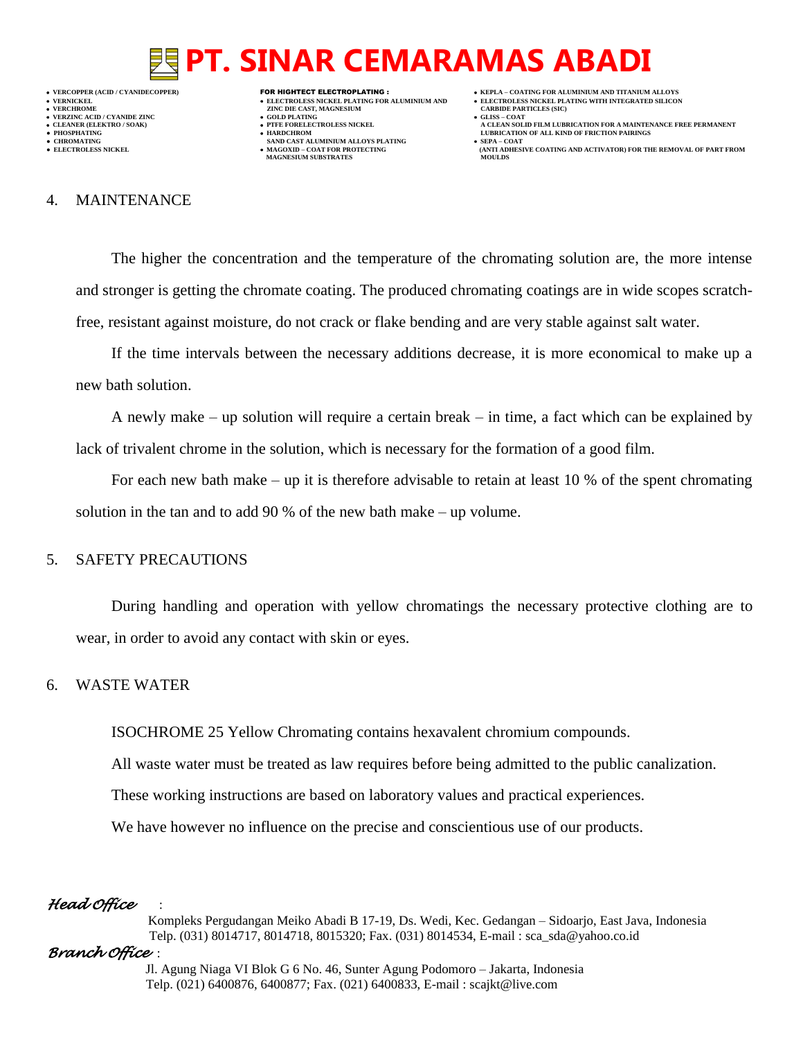## 4. MAINTENANCE

The higher the concentration and the temperature of the chromating solution are, the more intense and stronger is getting the chromate coating. The produced chromating coatings are in wide scopes scratch-free, resistant against moisture, do not crack or flake bending and are very stable against salt water.

If the time intervals between the necessary additions decrease, it is more economical to make up a new bath solution.

A newly make – up solution will require a certain break – in time, a fact which can be explained by lack of trivalent chrome in the solution, which is necessary for the formation of a good film.

For each new bath make – up it is therefore advisable to retain at least 10 % of the spent chromating solution in the tan and to add 90 % of the new bath make – up volume.

## 5. SAFETY PRECAUTIONS

During handling and operation with yellow chromatings the necessary protective clothing are to wear, in order to avoid any contact with skin or eyes.

## 6. WASTE WATER

ISOCHROME 25 Yellow Chromating contains hexavalent chromium compounds.

All waste water must be treated as law requires before being admitted to the public canalization.

These working instructions are based on laboratory values and practical experiences.

We have however no influence on the precise and conscientious use of our products.